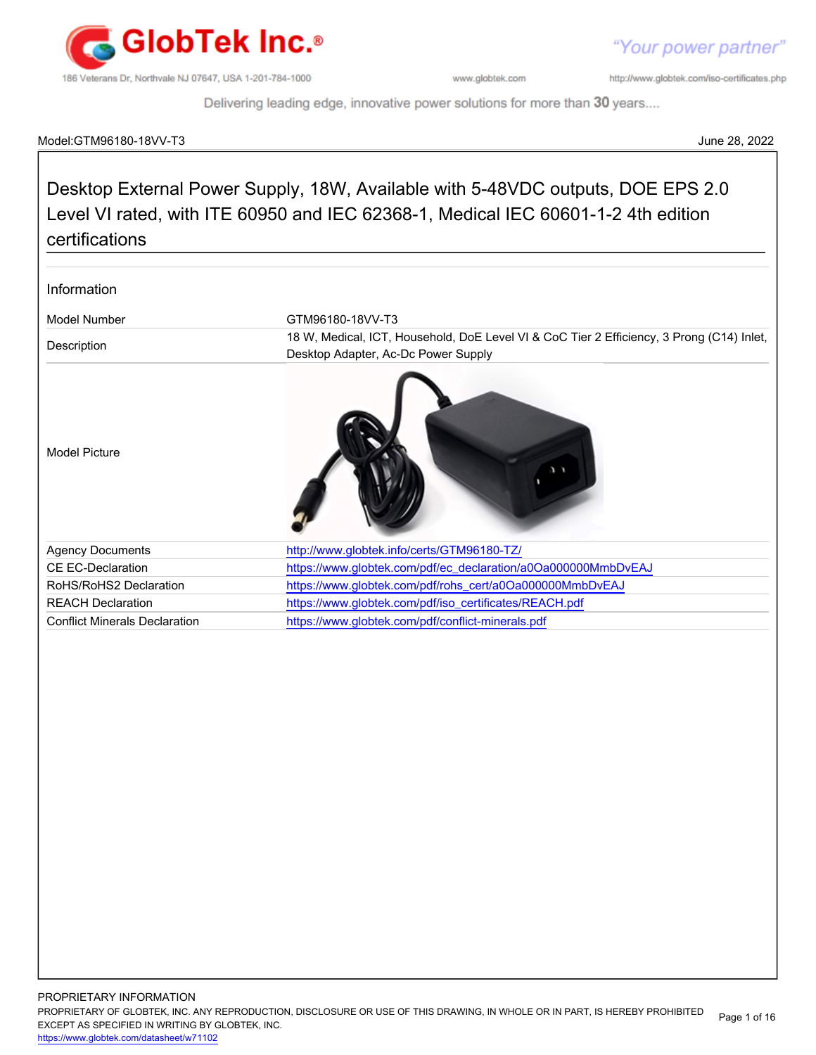Model:GTM96180-18VV-T3 June 28, 2022

# Desktop External Power Supply, 18W, Available with 5-48VDC outputs, DOE EPS 2.0 Level VI rated, with ITE 60950 and IEC 62368-1, Medical IEC 60601-1-2 4th edition certifications

## Information

| | |
|---|---|
| Model Number | GTM96180-18VV-T3 |
| Description | 18 W, Medical, ICT, Household, DoE Level VI & CoC Tier 2 Efficiency, 3 Prong (C14) Inlet, Desktop Adapter, Ac-Dc Power Supply |
| Model Picture | |
| Agency Documents | http://www.globtek.info/certs/GTM96180-TZ/ |
| CE EC-Declaration | https://www.globtek.com/pdf/ec_declaration/a0Oa000000MmbDvEAJ |
| RoHS/RoHS2 Declaration | https://www.globtek.com/pdf/rohs_cert/a0Oa000000MmbDvEAJ |
| REACH Declaration | https://www.globtek.com/pdf/iso_certificates/REACH.pdf |
| Conflict Minerals Declaration | https://www.globtek.com/pdf/conflict-minerals.pdf |

PROPRIETARY INFORMATION
PROPRIETARY OF GLOBTEK, INC. ANY REPRODUCTION, DISCLOSURE OR USE OF THIS DRAWING, IN WHOLE OR IN PART, IS HEREBY PROHIBITED EXCEPT AS SPECIFIED IN WRITING BY GLOBTEK, INC.
https://www.globtek.com/datasheet/w71102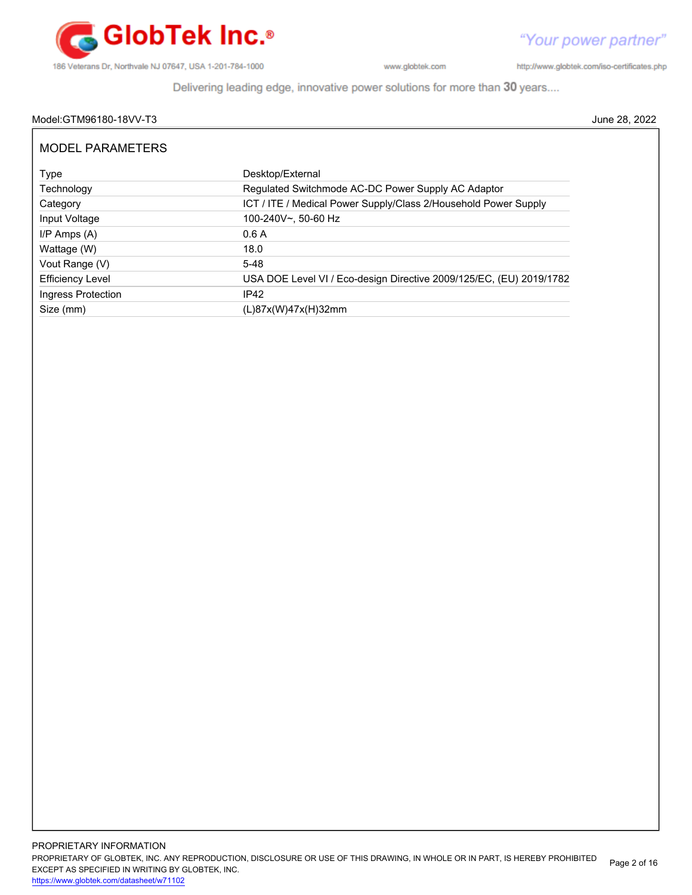Model:GTM96180-18VV-T3 June 28, 2022

## MODEL PARAMETERS

| | |
|---|---|
| Type | Desktop/External |
| Technology | Regulated Switchmode AC-DC Power Supply AC Adaptor |
| Category | ICT / ITE / Medical Power Supply/Class 2/Household Power Supply |
| Input Voltage | 100-240V~, 50-60 Hz |
| I/P Amps (A) | 0.6 A |
| Wattage (W) | 18.0 |
| Vout Range (V) | 5-48 |
| Efficiency Level | USA DOE Level VI / Eco-design Directive 2009/125/EC, (EU) 2019/1782 |
| Ingress Protection | IP42 |
| Size (mm) | (L)87x(W)47x(H)32mm |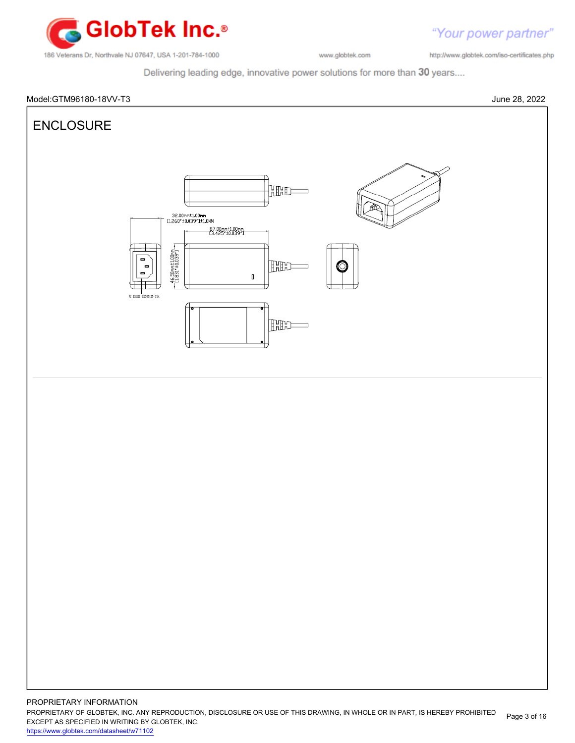Model:GTM96180-18VV-T3

June 28, 2022

# ENCLOSURE

32.00mm±1.00mm
[1.260"±0.039"]±1.0MM

87.00mm±1.00mm
[3.425"±0.039"]

46.50mm±1.00mm
[1.831"±0.039"]

AC INLET IEC60320 C14

PROPRIETARY INFORMATION

PROPRIETARY OF GLOBTEK, INC. ANY REPRODUCTION, DISCLOSURE OR USE OF THIS DRAWING, IN WHOLE OR IN PART, IS HEREBY PROHIBITED EXCEPT AS SPECIFIED IN WRITING BY GLOBTEK, INC.

https://www.globtek.com/datasheet/w71102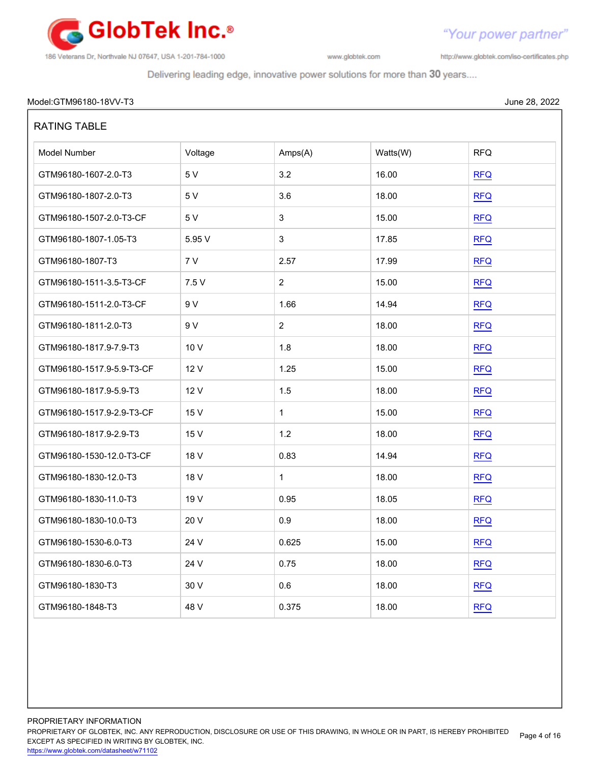Model:GTM96180-18VV-T3 June 28, 2022

## RATING TABLE

| Model Number | Voltage | Amps(A) | Watts(W) | RFQ |
|---|---|---|---|---|
| GTM96180-1607-2.0-T3 | 5 V | 3.2 | 16.00 | RFQ |
| GTM96180-1807-2.0-T3 | 5 V | 3.6 | 18.00 | RFQ |
| GTM96180-1507-2.0-T3-CF | 5 V | 3 | 15.00 | RFQ |
| GTM96180-1807-1.05-T3 | 5.95 V | 3 | 17.85 | RFQ |
| GTM96180-1807-T3 | 7 V | 2.57 | 17.99 | RFQ |
| GTM96180-1511-3.5-T3-CF | 7.5 V | 2 | 15.00 | RFQ |
| GTM96180-1511-2.0-T3-CF | 9 V | 1.66 | 14.94 | RFQ |
| GTM96180-1811-2.0-T3 | 9 V | 2 | 18.00 | RFQ |
| GTM96180-1817.9-7.9-T3 | 10 V | 1.8 | 18.00 | RFQ |
| GTM96180-1517.9-5.9-T3-CF | 12 V | 1.25 | 15.00 | RFQ |
| GTM96180-1817.9-5.9-T3 | 12 V | 1.5 | 18.00 | RFQ |
| GTM96180-1517.9-2.9-T3-CF | 15 V | 1 | 15.00 | RFQ |
| GTM96180-1817.9-2.9-T3 | 15 V | 1.2 | 18.00 | RFQ |
| GTM96180-1530-12.0-T3-CF | 18 V | 0.83 | 14.94 | RFQ |
| GTM96180-1830-12.0-T3 | 18 V | 1 | 18.00 | RFQ |
| GTM96180-1830-11.0-T3 | 19 V | 0.95 | 18.05 | RFQ |
| GTM96180-1830-10.0-T3 | 20 V | 0.9 | 18.00 | RFQ |
| GTM96180-1530-6.0-T3 | 24 V | 0.625 | 15.00 | RFQ |
| GTM96180-1830-6.0-T3 | 24 V | 0.75 | 18.00 | RFQ |
| GTM96180-1830-T3 | 30 V | 0.6 | 18.00 | RFQ |
| GTM96180-1848-T3 | 48 V | 0.375 | 18.00 | RFQ |

PROPRIETARY INFORMATION
PROPRIETARY OF GLOBTEK, INC. ANY REPRODUCTION, DISCLOSURE OR USE OF THIS DRAWING, IN WHOLE OR IN PART, IS HEREBY PROHIBITED EXCEPT AS SPECIFIED IN WRITING BY GLOBTEK, INC.
https://www.globtek.com/datasheet/w71102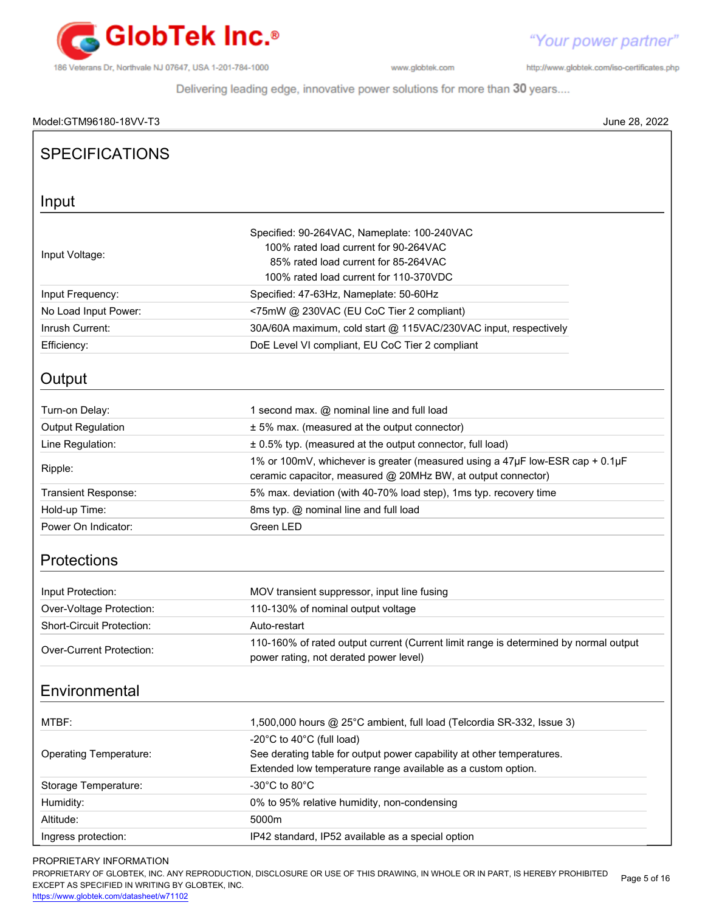Model:GTM96180-18VV-T3 June 28, 2022

# SPECIFICATIONS

## Input

| | |
|---|---|
| Input Voltage: | Specified: 90-264VAC, Nameplate: 100-240VAC<br>100% rated load current for 90-264VAC<br>85% rated load current for 85-264VAC<br>100% rated load current for 110-370VDC |
| Input Frequency: | Specified: 47-63Hz, Nameplate: 50-60Hz |
| No Load Input Power: | <75mW @ 230VAC (EU CoC Tier 2 compliant) |
| Inrush Current: | 30A/60A maximum, cold start @ 115VAC/230VAC input, respectively |
| Efficiency: | DoE Level VI compliant, EU CoC Tier 2 compliant |

## Output

| | |
|---|---|
| Turn-on Delay: | 1 second max. @ nominal line and full load |
| Output Regulation | ± 5% max. (measured at the output connector) |
| Line Regulation: | ± 0.5% typ. (measured at the output connector, full load) |
| Ripple: | 1% or 100mV, whichever is greater (measured using a 47μF low-ESR cap + 0.1μF ceramic capacitor, measured @ 20MHz BW, at output connector) |
| Transient Response: | 5% max. deviation (with 40-70% load step), 1ms typ. recovery time |
| Hold-up Time: | 8ms typ. @ nominal line and full load |
| Power On Indicator: | Green LED |

## Protections

| | |
|---|---|
| Input Protection: | MOV transient suppressor, input line fusing |
| Over-Voltage Protection: | 110-130% of nominal output voltage |
| Short-Circuit Protection: | Auto-restart |
| Over-Current Protection: | 110-160% of rated output current (Current limit range is determined by normal output power rating, not derated power level) |

## Environmental

| | |
|---|---|
| MTBF: | 1,500,000 hours @ 25°C ambient, full load (Telcordia SR-332, Issue 3) |
| Operating Temperature: | -20°C to 40°C (full load)<br>See derating table for output power capability at other temperatures.<br>Extended low temperature range available as a custom option. |
| Storage Temperature: | -30°C to 80°C |
| Humidity: | 0% to 95% relative humidity, non-condensing |
| Altitude: | 5000m |
| Ingress protection: | IP42 standard, IP52 available as a special option |

PROPRIETARY INFORMATION
PROPRIETARY OF GLOBTEK, INC. ANY REPRODUCTION, DISCLOSURE OR USE OF THIS DRAWING, IN WHOLE OR IN PART, IS HEREBY PROHIBITED EXCEPT AS SPECIFIED IN WRITING BY GLOBTEK, INC.
https://www.globtek.com/datasheet/w71102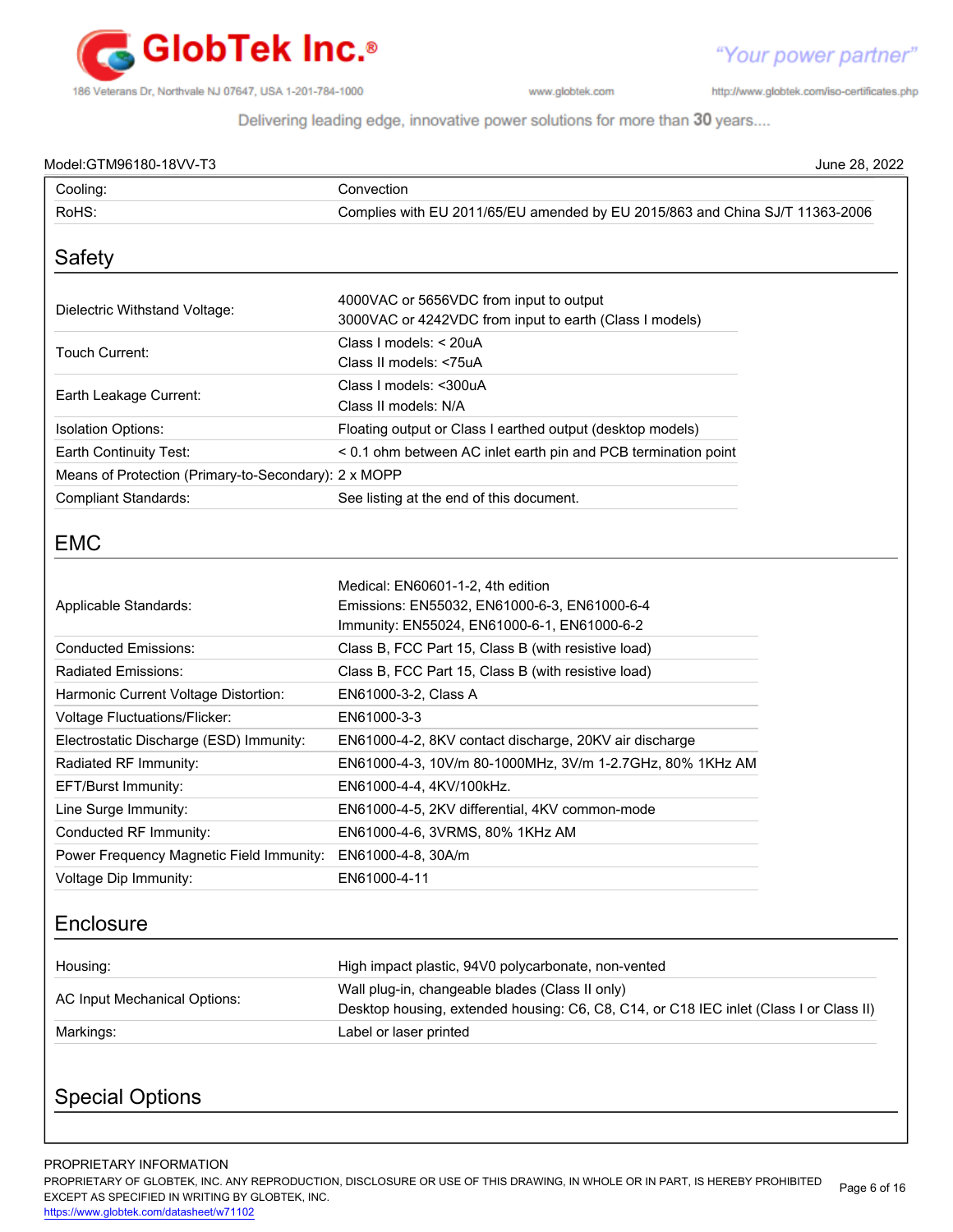Model:GTM96180-18VV-T3

June 28, 2022

| | |
|---|---|
| Cooling: | Convection |
| RoHS: | Complies with EU 2011/65/EU amended by EU 2015/863 and China SJ/T 11363-2006 |

## Safety

| | |
|---|---|
| Dielectric Withstand Voltage: | 4000VAC or 5656VDC from input to output<br>3000VAC or 4242VDC from input to earth (Class I models) |
| Touch Current: | Class I models: < 20uA<br>Class II models: <75uA |
| Earth Leakage Current: | Class I models: <300uA<br>Class II models: N/A |
| Isolation Options: | Floating output or Class I earthed output (desktop models) |
| Earth Continuity Test: | < 0.1 ohm between AC inlet earth pin and PCB termination point |
| Means of Protection (Primary-to-Secondary): | 2 x MOPP |
| Compliant Standards: | See listing at the end of this document. |

## EMC

| | |
|---|---|
| Applicable Standards: | Medical: EN60601-1-2, 4th edition<br>Emissions: EN55032, EN61000-6-3, EN61000-6-4<br>Immunity: EN55024, EN61000-6-1, EN61000-6-2 |
| Conducted Emissions: | Class B, FCC Part 15, Class B (with resistive load) |
| Radiated Emissions: | Class B, FCC Part 15, Class B (with resistive load) |
| Harmonic Current Voltage Distortion: | EN61000-3-2, Class A |
| Voltage Fluctuations/Flicker: | EN61000-3-3 |
| Electrostatic Discharge (ESD) Immunity: | EN61000-4-2, 8KV contact discharge, 20KV air discharge |
| Radiated RF Immunity: | EN61000-4-3, 10V/m 80-1000MHz, 3V/m 1-2.7GHz, 80% 1KHz AM |
| EFT/Burst Immunity: | EN61000-4-4, 4KV/100kHz. |
| Line Surge Immunity: | EN61000-4-5, 2KV differential, 4KV common-mode |
| Conducted RF Immunity: | EN61000-4-6, 3VRMS, 80% 1KHz AM |
| Power Frequency Magnetic Field Immunity: | EN61000-4-8, 30A/m |
| Voltage Dip Immunity: | EN61000-4-11 |

## Enclosure

| | |
|---|---|
| Housing: | High impact plastic, 94V0 polycarbonate, non-vented |
| AC Input Mechanical Options: | Wall plug-in, changeable blades (Class II only)<br>Desktop housing, extended housing: C6, C8, C14, or C18 IEC inlet (Class I or Class II) |
| Markings: | Label or laser printed |

## Special Options

PROPRIETARY INFORMATION
PROPRIETARY OF GLOBTEK, INC. ANY REPRODUCTION, DISCLOSURE OR USE OF THIS DRAWING, IN WHOLE OR IN PART, IS HEREBY PROHIBITED EXCEPT AS SPECIFIED IN WRITING BY GLOBTEK, INC.
https://www.globtek.com/datasheet/w71102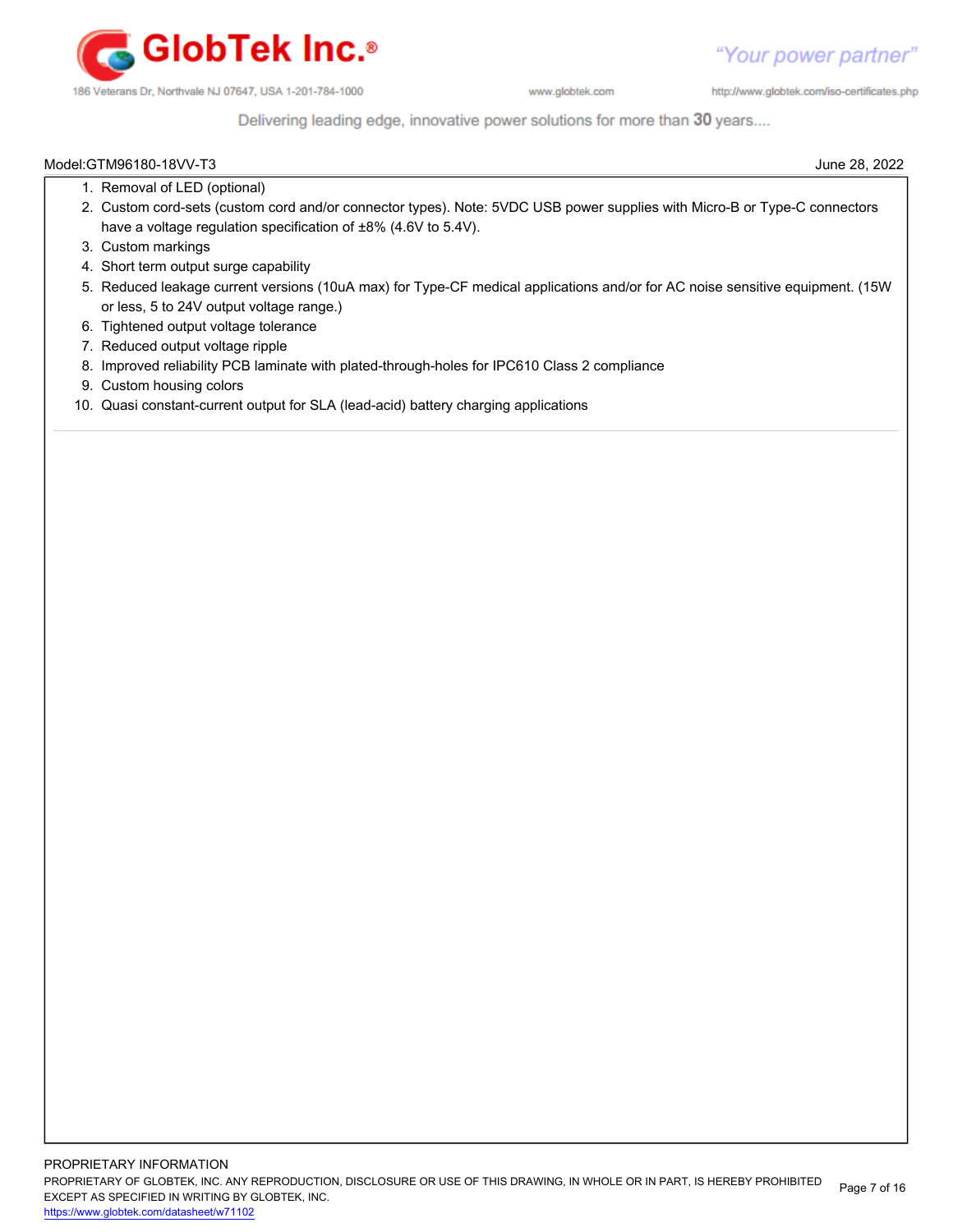1. Removal of LED (optional)
2. Custom cord-sets (custom cord and/or connector types). Note: 5VDC USB power supplies with Micro-B or Type-C connectors have a voltage regulation specification of ±8% (4.6V to 5.4V).
3. Custom markings
4. Short term output surge capability
5. Reduced leakage current versions (10uA max) for Type-CF medical applications and/or for AC noise sensitive equipment. (15W or less, 5 to 24V output voltage range.)
6. Tightened output voltage tolerance
7. Reduced output voltage ripple
8. Improved reliability PCB laminate with plated-through-holes for IPC610 Class 2 compliance
9. Custom housing colors
10. Quasi constant-current output for SLA (lead-acid) battery charging applications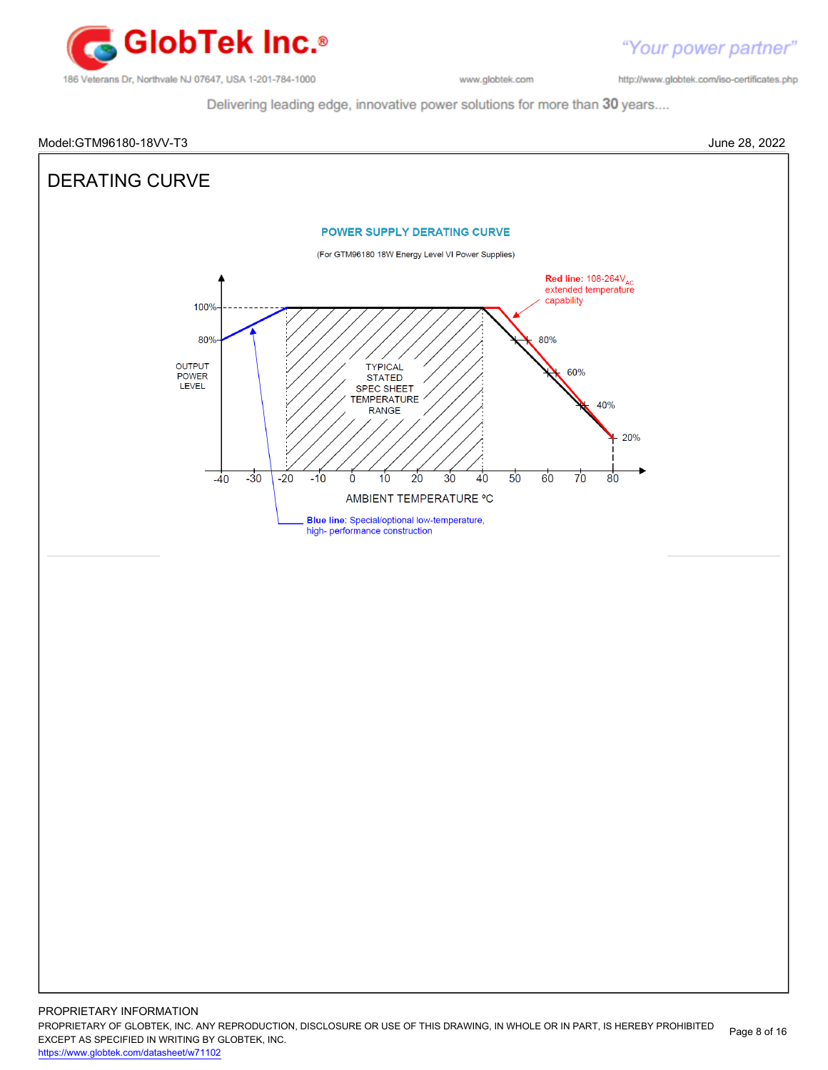Model:GTM96180-18VV-T3

June 28, 2022

# DERATING CURVE

**POWER SUPPLY DERATING CURVE**

(For GTM96180 18W Energy Level VI Power Supplies)

**Red line:** 108-264$V_{AC}$ extended temperature capability

OUTPUT POWER LEVEL

100%

80%

TYPICAL STATED SPEC SHEET TEMPERATURE RANGE

80%

60%

40%

20%

-40 -30 -20 -10 0 10 20 30 40 50 60 70 80

AMBIENT TEMPERATURE °C

**Blue line:** Special/optional low-temperature, high- performance construction

PROPRIETARY INFORMATION

PROPRIETARY OF GLOBTEK, INC. ANY REPRODUCTION, DISCLOSURE OR USE OF THIS DRAWING, IN WHOLE OR IN PART, IS HEREBY PROHIBITED EXCEPT AS SPECIFIED IN WRITING BY GLOBTEK, INC.

https://www.globtek.com/datasheet/w71102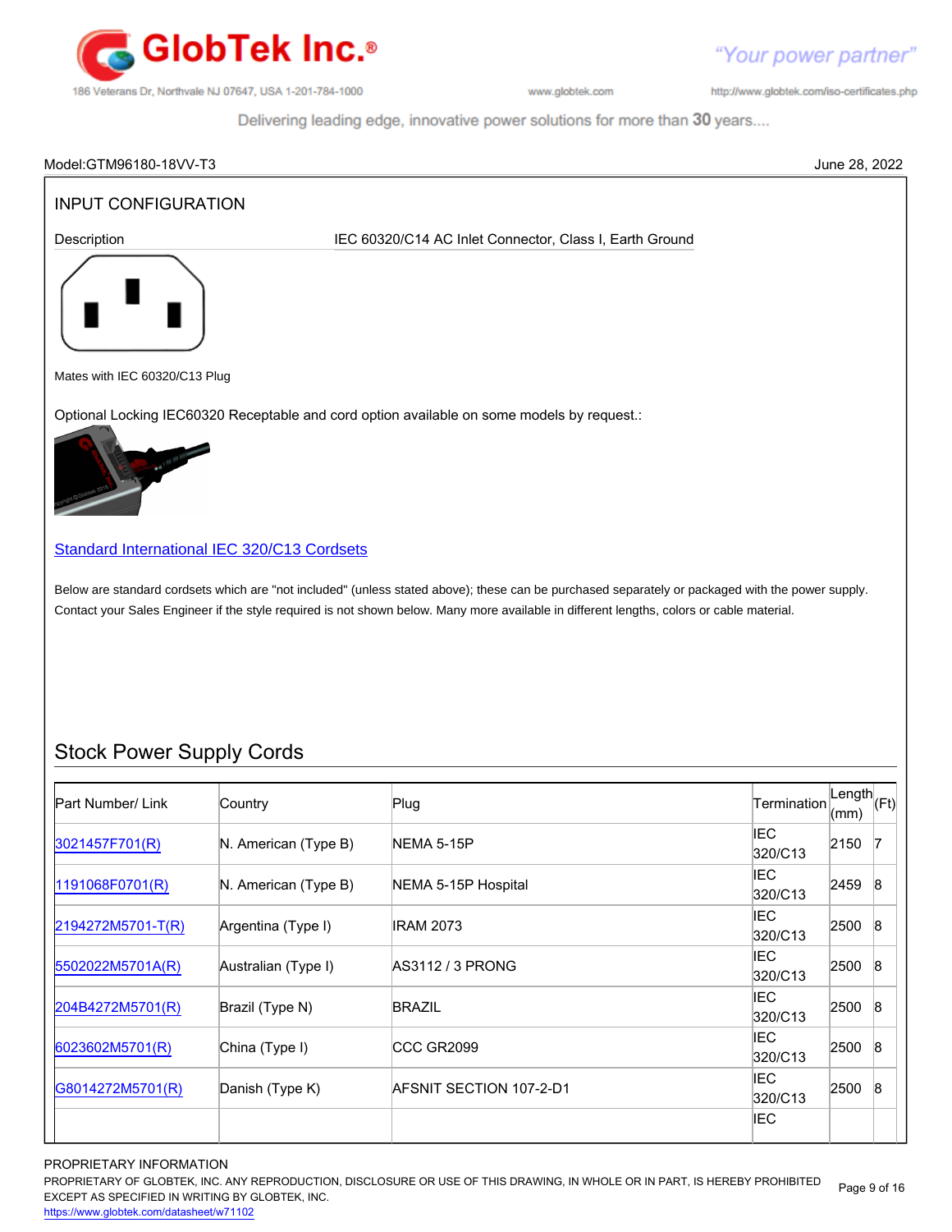Model:GTM96180-18VV-T3 June 28, 2022

## INPUT CONFIGURATION

Description IEC 60320/C14 AC Inlet Connector, Class I, Earth Ground

Mates with IEC 60320/C13 Plug

Optional Locking IEC60320 Receptable and cord option available on some models by request.:

[Standard International IEC 320/C13 Cordsets](#)

Below are standard cordsets which are "not included" (unless stated above); these can be purchased separately or packaged with the power supply. Contact your Sales Engineer if the style required is not shown below. Many more available in different lengths, colors or cable material.

## Stock Power Supply Cords

| Part Number/ Link | Country | Plug | Termination | Length (mm) | (Ft) |
|---|---|---|---|---|---|
| 3021457F701(R) | N. American (Type B) | NEMA 5-15P | IEC 320/C13 | 2150 | 7 |
| 1191068F0701(R) | N. American (Type B) | NEMA 5-15P Hospital | IEC 320/C13 | 2459 | 8 |
| 2194272M5701-T(R) | Argentina (Type I) | IRAM 2073 | IEC 320/C13 | 2500 | 8 |
| 5502022M5701A(R) | Australian (Type I) | AS3112 / 3 PRONG | IEC 320/C13 | 2500 | 8 |
| 204B4272M5701(R) | Brazil (Type N) | BRAZIL | IEC 320/C13 | 2500 | 8 |
| 6023602M5701(R) | China (Type I) | CCC GR2099 | IEC 320/C13 | 2500 | 8 |
| G8014272M5701(R) | Danish (Type K) | AFSNIT SECTION 107-2-D1 | IEC 320/C13 | 2500 | 8 |
| | | | IEC | | |

PROPRIETARY INFORMATION
PROPRIETARY OF GLOBTEK, INC. ANY REPRODUCTION, DISCLOSURE OR USE OF THIS DRAWING, IN WHOLE OR IN PART, IS HEREBY PROHIBITED EXCEPT AS SPECIFIED IN WRITING BY GLOBTEK, INC.
https://www.globtek.com/datasheet/w71102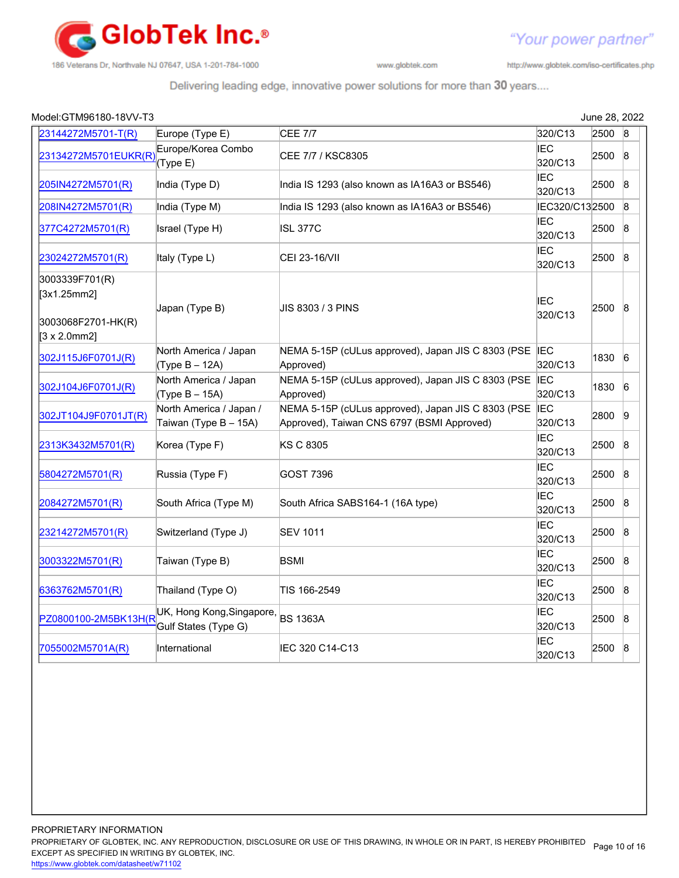Model:GTM96180-18VV-T3 June 28, 2022

| | | | | | |
|---|---|---|---|---|---|
| 23144272M5701-T(R) | Europe (Type E) | CEE 7/7 | 320/C13 | 2500 | 8 |
| 23134272M5701EUKR(R) | Europe/Korea Combo (Type E) | CEE 7/7 / KSC8305 | IEC 320/C13 | 2500 | 8 |
| 205IN4272M5701(R) | India (Type D) | India IS 1293 (also known as IA16A3 or BS546) | IEC 320/C13 | 2500 | 8 |
| 208IN4272M5701(R) | India (Type M) | India IS 1293 (also known as IA16A3 or BS546) | IEC320/C13 | 2500 | 8 |
| 377C4272M5701(R) | Israel (Type H) | ISL 377C | IEC 320/C13 | 2500 | 8 |
| 23024272M5701(R) | Italy (Type L) | CEI 23-16/VII | IEC 320/C13 | 2500 | 8 |
| 3003339F701(R) [3x1.25mm2] 3003068F2701-HK(R) [3 x 2.0mm2] | Japan (Type B) | JIS 8303 / 3 PINS | IEC 320/C13 | 2500 | 8 |
| 302J115J6F0701J(R) | North America / Japan (Type B – 12A) | NEMA 5-15P (cULus approved), Japan JIS C 8303 (PSE Approved) | IEC 320/C13 | 1830 | 6 |
| 302J104J6F0701J(R) | North America / Japan (Type B – 15A) | NEMA 5-15P (cULus approved), Japan JIS C 8303 (PSE Approved) | IEC 320/C13 | 1830 | 6 |
| 302JT104J9F0701JT(R) | North America / Japan / Taiwan (Type B – 15A) | NEMA 5-15P (cULus approved), Japan JIS C 8303 (PSE Approved), Taiwan CNS 6797 (BSMI Approved) | IEC 320/C13 | 2800 | 9 |
| 2313K3432M5701(R) | Korea (Type F) | KS C 8305 | IEC 320/C13 | 2500 | 8 |
| 5804272M5701(R) | Russia (Type F) | GOST 7396 | IEC 320/C13 | 2500 | 8 |
| 2084272M5701(R) | South Africa (Type M) | South Africa SABS164-1 (16A type) | IEC 320/C13 | 2500 | 8 |
| 23214272M5701(R) | Switzerland (Type J) | SEV 1011 | IEC 320/C13 | 2500 | 8 |
| 3003322M5701(R) | Taiwan (Type B) | BSMI | IEC 320/C13 | 2500 | 8 |
| 6363762M5701(R) | Thailand (Type O) | TIS 166-2549 | IEC 320/C13 | 2500 | 8 |
| PZ0800100-2M5BK13H(R) | UK, Hong Kong,Singapore, Gulf States (Type G) | BS 1363A | IEC 320/C13 | 2500 | 8 |
| 7055002M5701A(R) | International | IEC 320 C14-C13 | IEC 320/C13 | 2500 | 8 |

PROPRIETARY INFORMATION
PROPRIETARY OF GLOBTEK, INC. ANY REPRODUCTION, DISCLOSURE OR USE OF THIS DRAWING, IN WHOLE OR IN PART, IS HEREBY PROHIBITED EXCEPT AS SPECIFIED IN WRITING BY GLOBTEK, INC.
https://www.globtek.com/datasheet/w71102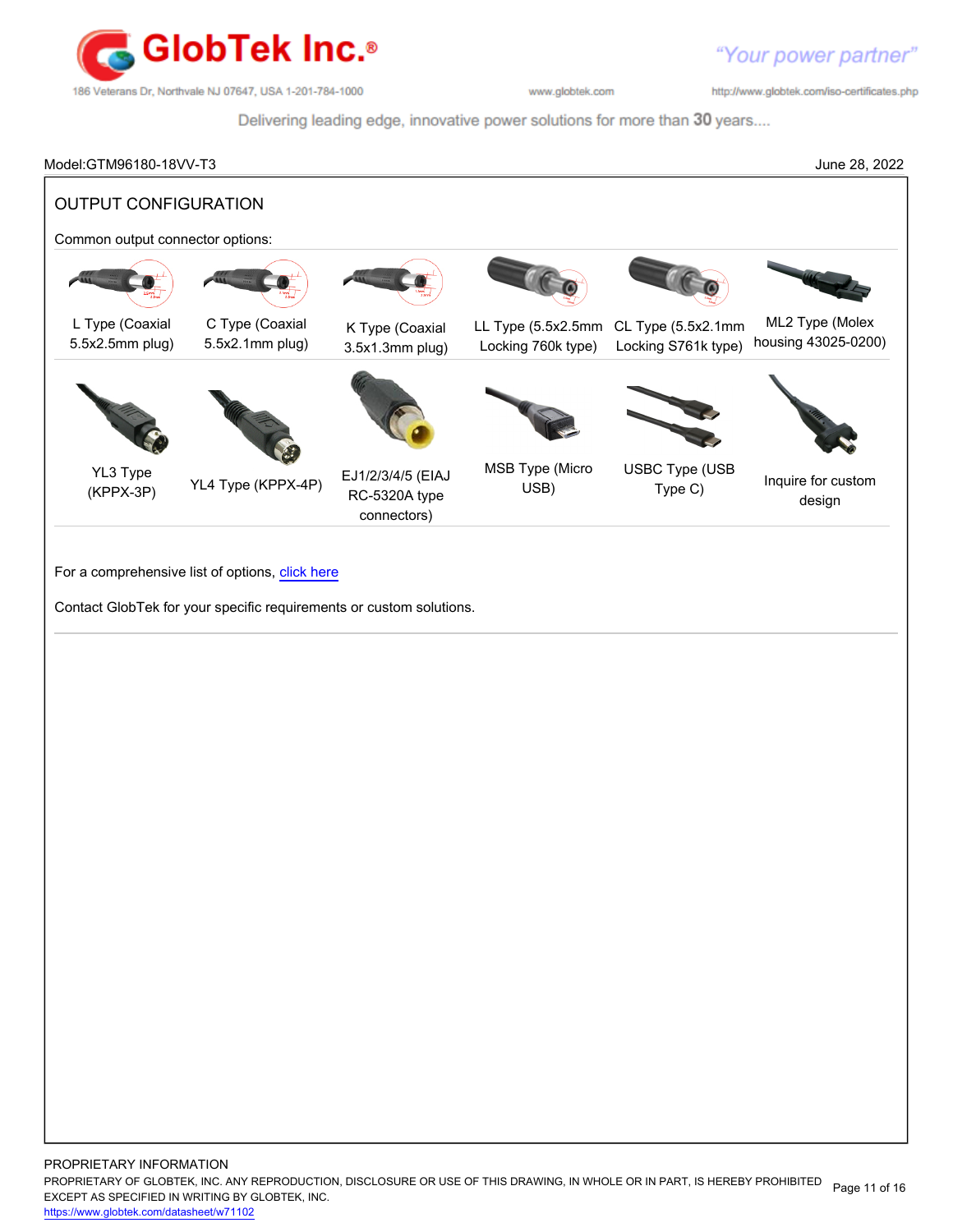Model:GTM96180-18VV-T3

June 28, 2022

## OUTPUT CONFIGURATION

Common output connector options:

| | | | | | |
|---|---|---|---|---|---|
| L Type (Coaxial 5.5x2.5mm plug) | C Type (Coaxial 5.5x2.1mm plug) | K Type (Coaxial 3.5x1.3mm plug) | LL Type (5.5x2.5mm Locking 760k type) | CL Type (5.5x2.1mm Locking S761k type) | ML2 Type (Molex housing 43025-0200) |
| YL3 Type (KPPX-3P) | YL4 Type (KPPX-4P) | EJ1/2/3/4/5 (EIAJ RC-5320A type connectors) | MSB Type (Micro USB) | USBC Type (USB Type C) | Inquire for custom design |

For a comprehensive list of options, [click here]

Contact GlobTek for your specific requirements or custom solutions.

PROPRIETARY INFORMATION
PROPRIETARY OF GLOBTEK, INC. ANY REPRODUCTION, DISCLOSURE OR USE OF THIS DRAWING, IN WHOLE OR IN PART, IS HEREBY PROHIBITED EXCEPT AS SPECIFIED IN WRITING BY GLOBTEK, INC.
https://www.globtek.com/datasheet/w71102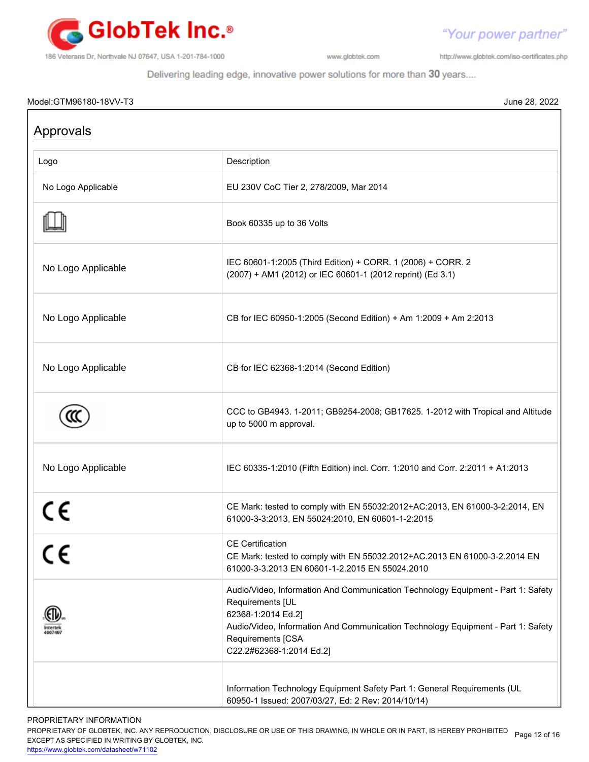Model:GTM96180-18VV-T3 June 28, 2022

## Approvals

| Logo | Description |
|---|---|
| No Logo Applicable | EU 230V CoC Tier 2, 278/2009, Mar 2014 |
| | Book 60335 up to 36 Volts |
| No Logo Applicable | IEC 60601-1:2005 (Third Edition) + CORR. 1 (2006) + CORR. 2 (2007) + AM1 (2012) or IEC 60601-1 (2012 reprint) (Ed 3.1) |
| No Logo Applicable | CB for IEC 60950-1:2005 (Second Edition) + Am 1:2009 + Am 2:2013 |
| No Logo Applicable | CB for IEC 62368-1:2014 (Second Edition) |
| | CCC to GB4943. 1-2011; GB9254-2008; GB17625. 1-2012 with Tropical and Altitude up to 5000 m approval. |
| No Logo Applicable | IEC 60335-1:2010 (Fifth Edition) incl. Corr. 1:2010 and Corr. 2:2011 + A1:2013 |
| | CE Mark: tested to comply with EN 55032:2012+AC:2013, EN 61000-3-2:2014, EN 61000-3-3:2013, EN 55024:2010, EN 60601-1-2:2015 |
| | CE Certification<br>CE Mark: tested to comply with EN 55032.2012+AC.2013 EN 61000-3-2.2014 EN 61000-3-3.2013 EN 60601-1-2.2015 EN 55024.2010 |
| Intertek 4007497 | Audio/Video, Information And Communication Technology Equipment - Part 1: Safety Requirements [UL 62368-1:2014 Ed.2]<br>Audio/Video, Information And Communication Technology Equipment - Part 1: Safety Requirements [CSA C22.2#62368-1:2014 Ed.2] |
| | Information Technology Equipment Safety Part 1: General Requirements (UL 60950-1 Issued: 2007/03/27, Ed: 2 Rev: 2014/10/14) |

PROPRIETARY INFORMATION
PROPRIETARY OF GLOBTEK, INC. ANY REPRODUCTION, DISCLOSURE OR USE OF THIS DRAWING, IN WHOLE OR IN PART, IS HEREBY PROHIBITED EXCEPT AS SPECIFIED IN WRITING BY GLOBTEK, INC.
https://www.globtek.com/datasheet/w71102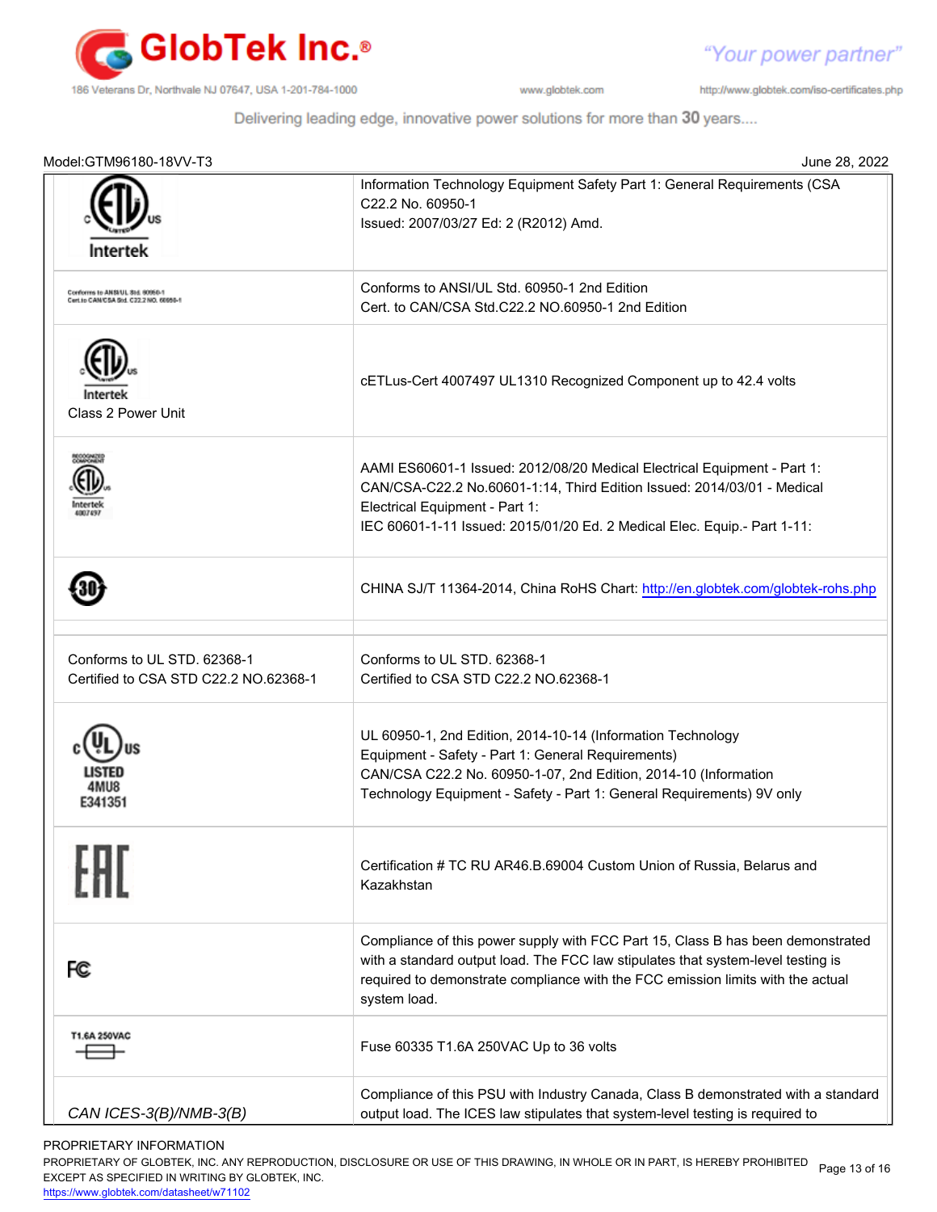Model:GTM96180-18VV-T3 June 28, 2022

| | |
|---|---|
| Intertek | Information Technology Equipment Safety Part 1: General Requirements (CSA C22.2 No. 60950-1<br>Issued: 2007/03/27 Ed: 2 (R2012) Amd. |
| Conforms to ANSI/UL Std. 60950-1<br>Cert. to CAN/CSA Std. C22.2 NO. 60950-1 | Conforms to ANSI/UL Std. 60950-1 2nd Edition<br>Cert. to CAN/CSA Std.C22.2 NO.60950-1 2nd Edition |
| Intertek<br>Class 2 Power Unit | cETLus-Cert 4007497 UL1310 Recognized Component up to 42.4 volts |
| Recognized Component<br>Intertek<br>4007497 | AAMI ES60601-1 Issued: 2012/08/20 Medical Electrical Equipment - Part 1:<br>CAN/CSA-C22.2 No.60601-1:14, Third Edition Issued: 2014/03/01 - Medical Electrical Equipment - Part 1:<br>IEC 60601-1-11 Issued: 2015/01/20 Ed. 2 Medical Elec. Equip.- Part 1-11: |
| 30 | CHINA SJ/T 11364-2014, China RoHS Chart: http://en.globtek.com/globtek-rohs.php |
| | |
| Conforms to UL STD. 62368-1<br>Certified to CSA STD C22.2 NO.62368-1 | Conforms to UL STD. 62368-1<br>Certified to CSA STD C22.2 NO.62368-1 |
| c UL us<br>LISTED<br>4MU8<br>E341351 | UL 60950-1, 2nd Edition, 2014-10-14 (Information Technology Equipment - Safety - Part 1: General Requirements)<br>CAN/CSA C22.2 No. 60950-1-07, 2nd Edition, 2014-10 (Information Technology Equipment - Safety - Part 1: General Requirements) 9V only |
| EAC | Certification # TC RU AR46.B.69004 Custom Union of Russia, Belarus and Kazakhstan |
| FC | Compliance of this power supply with FCC Part 15, Class B has been demonstrated with a standard output load. The FCC law stipulates that system-level testing is required to demonstrate compliance with the FCC emission limits with the actual system load. |
| T1.6A 250VAC | Fuse 60335 T1.6A 250VAC Up to 36 volts |
| *CAN ICES-3(B)/NMB-3(B)* | Compliance of this PSU with Industry Canada, Class B demonstrated with a standard output load. The ICES law stipulates that system-level testing is required to |

PROPRIETARY INFORMATION
PROPRIETARY OF GLOBTEK, INC. ANY REPRODUCTION, DISCLOSURE OR USE OF THIS DRAWING, IN WHOLE OR IN PART, IS HEREBY PROHIBITED EXCEPT AS SPECIFIED IN WRITING BY GLOBTEK, INC.
https://www.globtek.com/datasheet/w71102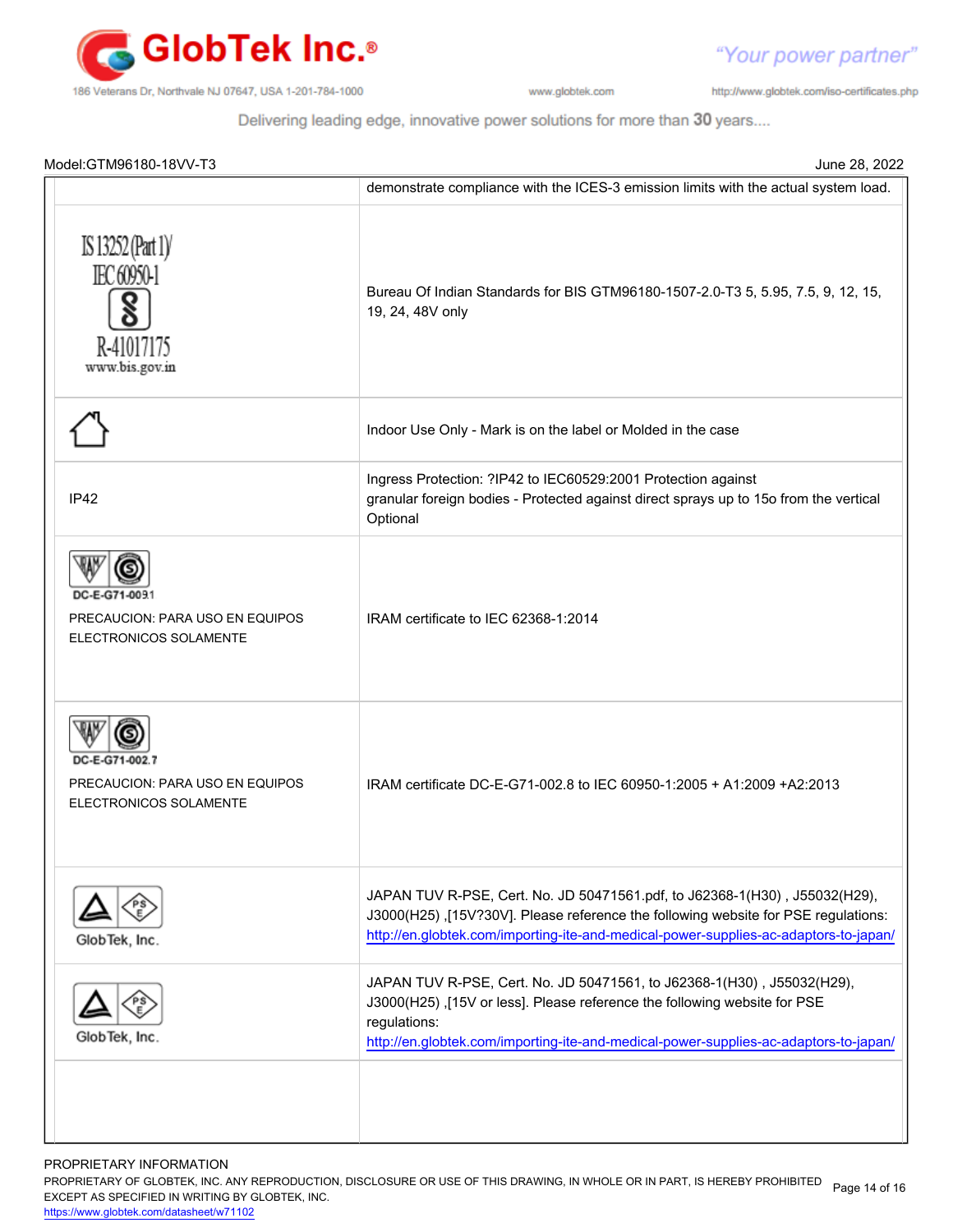Model:GTM96180-18VV-T3 June 28, 2022

| | |
|---|---|
| | demonstrate compliance with the ICES-3 emission limits with the actual system load. |
| IS 13252(Part 1)/ IEC 60950-1 R-41017175 www.bis.gov.in | Bureau Of Indian Standards for BIS GTM96180-1507-2.0-T3 5, 5.95, 7.5, 9, 12, 15, 19, 24, 48V only |
| | Indoor Use Only - Mark is on the label or Molded in the case |
| IP42 | Ingress Protection: ?IP42 to IEC60529:2001 Protection against granular foreign bodies - Protected against direct sprays up to 15o from the vertical Optional |
| DC-E-G71-009.1 PRECAUCION: PARA USO EN EQUIPOS ELECTRONICOS SOLAMENTE | IRAM certificate to IEC 62368-1:2014 |
| DC-E-G71-002.7 PRECAUCION: PARA USO EN EQUIPOS ELECTRONICOS SOLAMENTE | IRAM certificate DC-E-G71-002.8 to IEC 60950-1:2005 + A1:2009 +A2:2013 |
| GlobTek, Inc. | JAPAN TUV R-PSE, Cert. No. JD 50471561.pdf, to J62368-1(H30) , J55032(H29), J3000(H25) ,[15V?30V]. Please reference the following website for PSE regulations: http://en.globtek.com/importing-ite-and-medical-power-supplies-ac-adaptors-to-japan/ |
| GlobTek, Inc. | JAPAN TUV R-PSE, Cert. No. JD 50471561, to J62368-1(H30) , J55032(H29), J3000(H25) ,[15V or less]. Please reference the following website for PSE regulations: http://en.globtek.com/importing-ite-and-medical-power-supplies-ac-adaptors-to-japan/ |
| | |

PROPRIETARY INFORMATION
PROPRIETARY OF GLOBTEK, INC. ANY REPRODUCTION, DISCLOSURE OR USE OF THIS DRAWING, IN WHOLE OR IN PART, IS HEREBY PROHIBITED EXCEPT AS SPECIFIED IN WRITING BY GLOBTEK, INC.
https://www.globtek.com/datasheet/w71102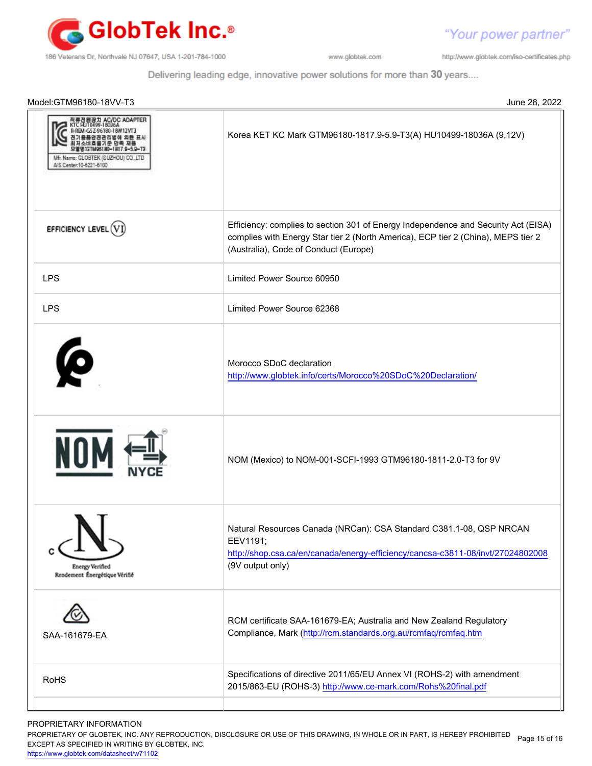Model:GTM96180-18VV-T3

June 28, 2022

| | |
|---|---|
| 직류전원장치 AC/DC ADAPTER KTC HU10499-18036A R-REM-GSZ-96180-18W12VT3 전기용품안전관리법에 의한 표시 최저소비효율기준 만족 제품 모델명:GTM96180-1817.9-5.9-T3 Mfr. Name: GLOBTEK (SUZHOU) CO.,LTD A/S Center:10-6221-6100 | Korea KET KC Mark GTM96180-1817.9-5.9-T3(A) HU10499-18036A (9,12V) |
| EFFICIENCY LEVEL VI | Efficiency: complies to section 301 of Energy Independence and Security Act (EISA) complies with Energy Star tier 2 (North America), ECP tier 2 (China), MEPS tier 2 (Australia), Code of Conduct (Europe) |
| LPS | Limited Power Source 60950 |
| LPS | Limited Power Source 62368 |
| | Morocco SDoC declaration http://www.globtek.info/certs/Morocco%20SDoC%20Declaration/ |
| NOM NYCE | NOM (Mexico) to NOM-001-SCFI-1993 GTM96180-1811-2.0-T3 for 9V |
| c N Energy Verified Rendement Énergétique Vérifié | Natural Resources Canada (NRCan): CSA Standard C381.1-08, QSP NRCAN EEV1191; http://shop.csa.ca/en/canada/energy-efficiency/cancsa-c3811-08/invt/27024802008 (9V output only) |
| SAA-161679-EA | RCM certificate SAA-161679-EA; Australia and New Zealand Regulatory Compliance, Mark (http://rcm.standards.org.au/rcmfaq/rcmfaq.htm |
| RoHS | Specifications of directive 2011/65/EU Annex VI (ROHS-2) with amendment 2015/863-EU (ROHS-3) http://www.ce-mark.com/Rohs%20final.pdf |

PROPRIETARY INFORMATION
PROPRIETARY OF GLOBTEK, INC. ANY REPRODUCTION, DISCLOSURE OR USE OF THIS DRAWING, IN WHOLE OR IN PART, IS HEREBY PROHIBITED EXCEPT AS SPECIFIED IN WRITING BY GLOBTEK, INC.
https://www.globtek.com/datasheet/w71102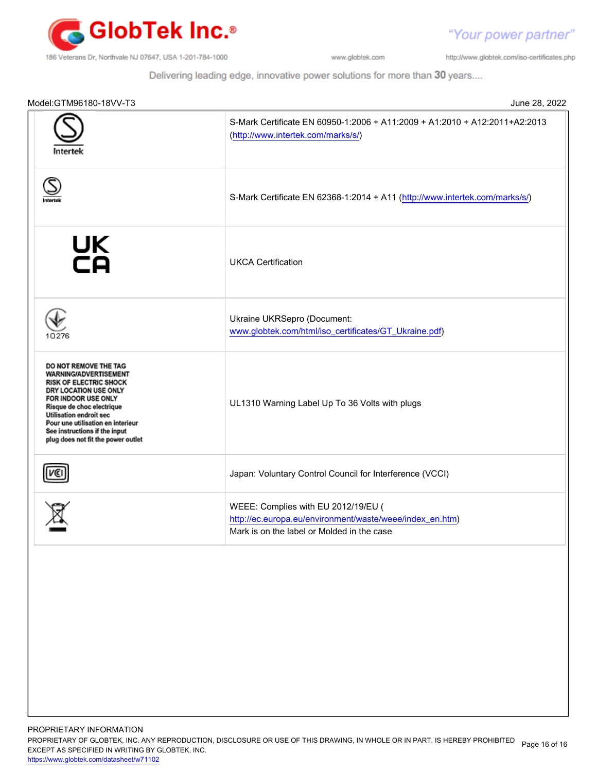Model:GTM96180-18VV-T3 June 28, 2022

| | |
|---|---|
| Intertek | S-Mark Certificate EN 60950-1:2006 + A11:2009 + A1:2010 + A12:2011+A2:2013 (http://www.intertek.com/marks/s/) |
| Intertek | S-Mark Certificate EN 62368-1:2014 + A11 (http://www.intertek.com/marks/s/) |
| UK CA | UKCA Certification |
| 10276 | Ukraine UKRSepro (Document: www.globtek.com/html/iso_certificates/GT_Ukraine.pdf) |
| DO NOT REMOVE THE TAG<br>WARNING/ADVERTISEMENT<br>RISK OF ELECTRIC SHOCK<br>DRY LOCATION USE ONLY<br>FOR INDOOR USE ONLY<br>Risque de choc electrique<br>Utilisation endroit sec<br>Pour une utilisation en interieur<br>See instructions if the input<br>plug does not fit the power outlet | UL1310 Warning Label Up To 36 Volts with plugs |
| VCI | Japan: Voluntary Control Council for Interference (VCCI) |
| | WEEE: Complies with EU 2012/19/EU ( http://ec.europa.eu/environment/waste/weee/index_en.htm)<br>Mark is on the label or Molded in the case |

PROPRIETARY INFORMATION
PROPRIETARY OF GLOBTEK, INC. ANY REPRODUCTION, DISCLOSURE OR USE OF THIS DRAWING, IN WHOLE OR IN PART, IS HEREBY PROHIBITED EXCEPT AS SPECIFIED IN WRITING BY GLOBTEK, INC.
https://www.globtek.com/datasheet/w71102